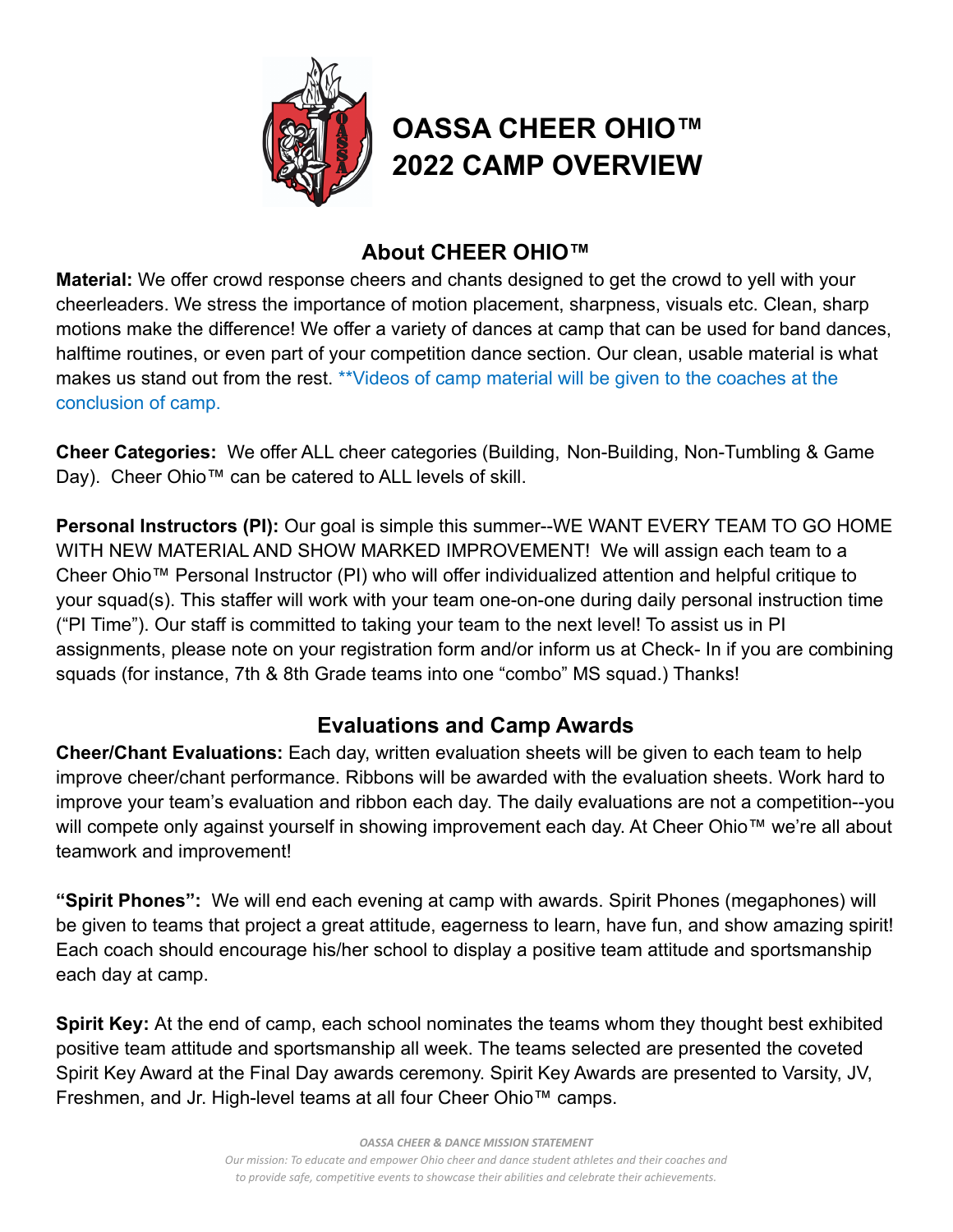# OASSA CHEER OHIO™ 2022 CAMP OVERVIEW

## About CHEER OHIO™

**Material:** We offer crowd response cheers and chants designed to get the crowd to yell with your cheerleaders. We stress the importance of motion placement, sharpness, visuals etc. Clean, sharp motions make the difference! We offer a variety of dances at camp that can be used for band dances, halftime routines, or even part of your competition dance section. Our clean, usable material is what makes us stand out from the rest. **Videos of camp material will be given to the coaches at the conclusion of camp.

**Cheer Categories:** We offer ALL cheer categories (Building, Non-Building, Non-Tumbling & Game Day). Cheer Ohio™ can be catered to ALL levels of skill.

**Personal Instructors (PI):** Our goal is simple this summer--WE WANT EVERY TEAM TO GO HOME WITH NEW MATERIAL AND SHOW MARKED IMPROVEMENT! We will assign each team to a Cheer Ohio™ Personal Instructor (PI) who will offer individualized attention and helpful critique to your squad(s). This staffer will work with your team one-on-one during daily personal instruction time ("PI Time"). Our staff is committed to taking your team to the next level! To assist us in PI assignments, please note on your registration form and/or inform us at Check- In if you are combining squads (for instance, 7th & 8th Grade teams into one "combo" MS squad.) Thanks!

## Evaluations and Camp Awards

**Cheer/Chant Evaluations:** Each day, written evaluation sheets will be given to each team to help improve cheer/chant performance. Ribbons will be awarded with the evaluation sheets. Work hard to improve your team's evaluation and ribbon each day. The daily evaluations are not a competition--you will compete only against yourself in showing improvement each day. At Cheer Ohio™ we're all about teamwork and improvement!

**"Spirit Phones":** We will end each evening at camp with awards. Spirit Phones (megaphones) will be given to teams that project a great attitude, eagerness to learn, have fun, and show amazing spirit! Each coach should encourage his/her school to display a positive team attitude and sportsmanship each day at camp.

**Spirit Key:** At the end of camp, each school nominates the teams whom they thought best exhibited positive team attitude and sportsmanship all week. The teams selected are presented the coveted Spirit Key Award at the Final Day awards ceremony. Spirit Key Awards are presented to Varsity, JV, Freshmen, and Jr. High-level teams at all four Cheer Ohio™ camps.

*OASSA CHEER & DANCE MISSION STATEMENT*

*Our mission: To educate and empower Ohio cheer and dance student athletes and their coaches and to provide safe, competitive events to showcase their abilities and celebrate their achievements.*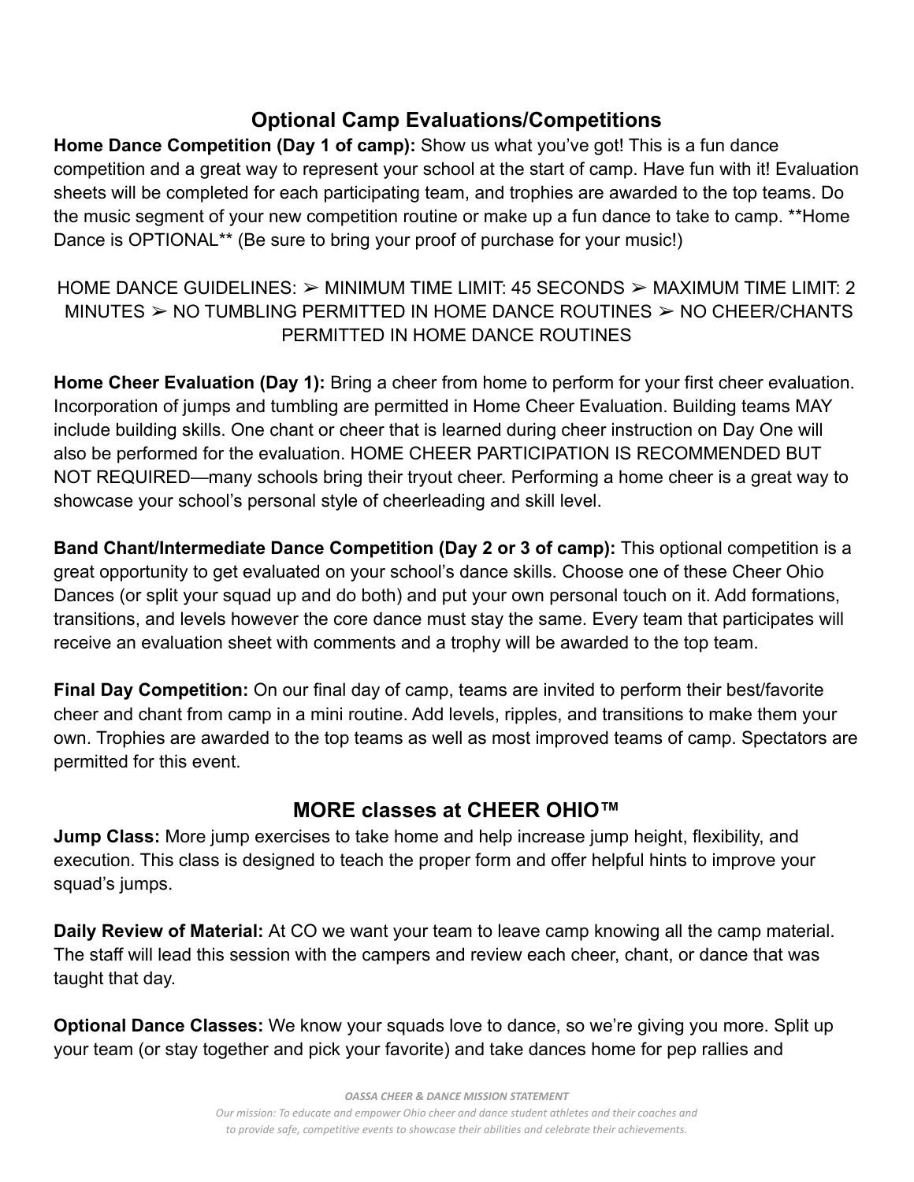## Optional Camp Evaluations/Competitions

**Home Dance Competition (Day 1 of camp):** Show us what you've got! This is a fun dance competition and a great way to represent your school at the start of camp. Have fun with it! Evaluation sheets will be completed for each participating team, and trophies are awarded to the top teams. Do the music segment of your new competition routine or make up a fun dance to take to camp. **Home Dance is OPTIONAL** (Be sure to bring your proof of purchase for your music!)

HOME DANCE GUIDELINES: ➢ MINIMUM TIME LIMIT: 45 SECONDS ➢ MAXIMUM TIME LIMIT: 2 MINUTES ➢ NO TUMBLING PERMITTED IN HOME DANCE ROUTINES ➢ NO CHEER/CHANTS PERMITTED IN HOME DANCE ROUTINES

**Home Cheer Evaluation (Day 1):** Bring a cheer from home to perform for your first cheer evaluation. Incorporation of jumps and tumbling are permitted in Home Cheer Evaluation. Building teams MAY include building skills. One chant or cheer that is learned during cheer instruction on Day One will also be performed for the evaluation. HOME CHEER PARTICIPATION IS RECOMMENDED BUT NOT REQUIRED—many schools bring their tryout cheer. Performing a home cheer is a great way to showcase your school's personal style of cheerleading and skill level.

**Band Chant/Intermediate Dance Competition (Day 2 or 3 of camp):** This optional competition is a great opportunity to get evaluated on your school's dance skills. Choose one of these Cheer Ohio Dances (or split your squad up and do both) and put your own personal touch on it. Add formations, transitions, and levels however the core dance must stay the same. Every team that participates will receive an evaluation sheet with comments and a trophy will be awarded to the top team.

**Final Day Competition:** On our final day of camp, teams are invited to perform their best/favorite cheer and chant from camp in a mini routine. Add levels, ripples, and transitions to make them your own. Trophies are awarded to the top teams as well as most improved teams of camp. Spectators are permitted for this event.

## MORE classes at CHEER OHIO™

**Jump Class:** More jump exercises to take home and help increase jump height, flexibility, and execution. This class is designed to teach the proper form and offer helpful hints to improve your squad's jumps.

**Daily Review of Material:** At CO we want your team to leave camp knowing all the camp material. The staff will lead this session with the campers and review each cheer, chant, or dance that was taught that day.

**Optional Dance Classes:** We know your squads love to dance, so we're giving you more. Split up your team (or stay together and pick your favorite) and take dances home for pep rallies and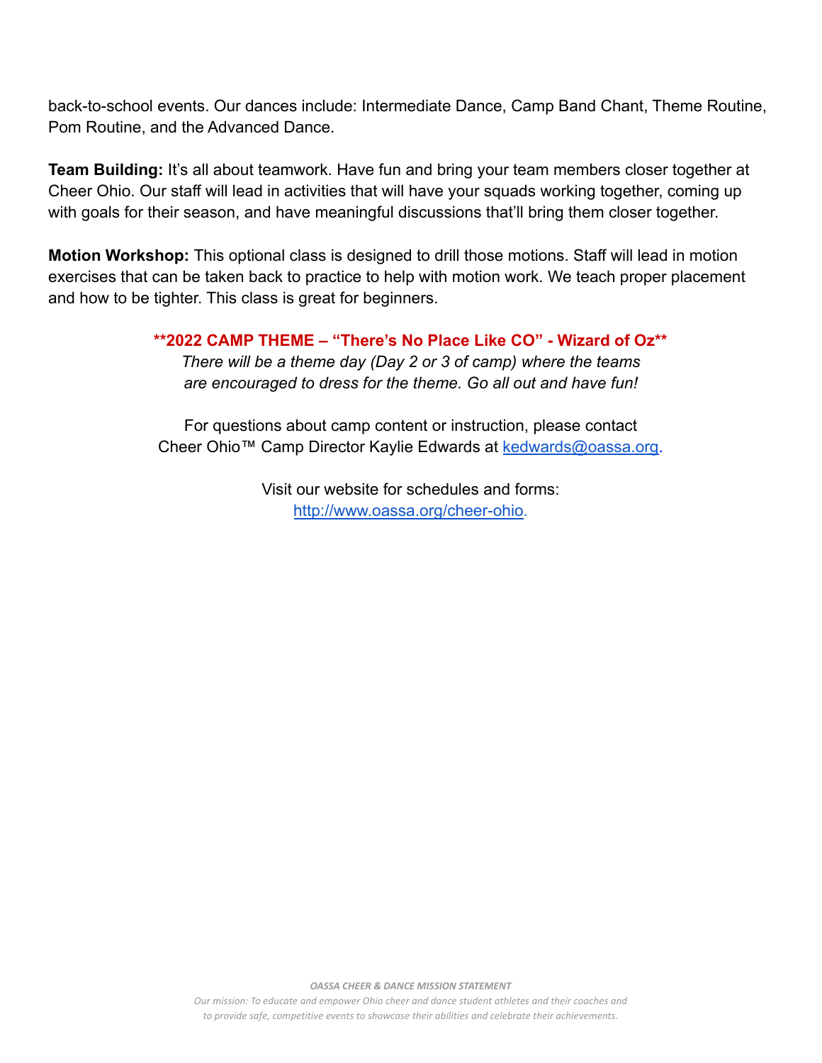back-to-school events. Our dances include: Intermediate Dance, Camp Band Chant, Theme Routine, Pom Routine, and the Advanced Dance.

**Team Building:** It's all about teamwork. Have fun and bring your team members closer together at Cheer Ohio. Our staff will lead in activities that will have your squads working together, coming up with goals for their season, and have meaningful discussions that'll bring them closer together.

**Motion Workshop:** This optional class is designed to drill those motions. Staff will lead in motion exercises that can be taken back to practice to help with motion work. We teach proper placement and how to be tighter. This class is great for beginners.

**\*\*2022 CAMP THEME – "There's No Place Like CO" - Wizard of Oz\*\***

*There will be a theme day (Day 2 or 3 of camp) where the teams are encouraged to dress for the theme. Go all out and have fun!*

For questions about camp content or instruction, please contact Cheer Ohio™ Camp Director Kaylie Edwards at [kedwards@oassa.org](mailto:kedwards@oassa.org).

Visit our website for schedules and forms: [http://www.oassa.org/cheer-ohio](http://www.oassa.org/cheer-ohio).

***OASSA CHEER & DANCE MISSION STATEMENT***

*Our mission: To educate and empower Ohio cheer and dance student athletes and their coaches and to provide safe, competitive events to showcase their abilities and celebrate their achievements.*